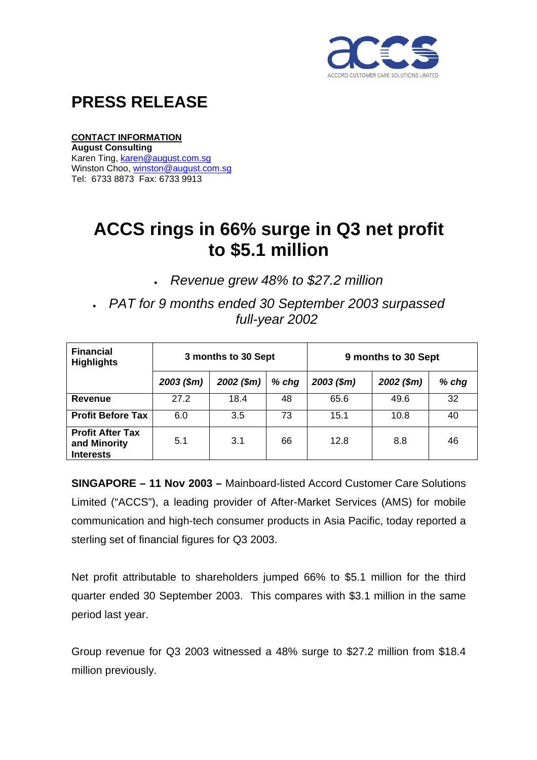ACCORD CUSTOMER CARE SOLUTIONS LIMITED

# PRESS RELEASE

**CONTACT INFORMATION**
**August Consulting**
Karen Ting, karen@august.com.sg
Winston Choo, winston@august.com.sg
Tel: 6733 8873 Fax: 6733 9913

# ACCS rings in 66% surge in Q3 net profit to $5.1 million

- *Revenue grew 48% to $27.2 million*
- *PAT for 9 months ended 30 September 2003 surpassed full-year 2002*

| Financial Highlights | 3 months to 30 Sept | | | 9 months to 30 Sept | | |
|---|---|---|---|---|---|---|
| | *2003 ($m)* | *2002 ($m)* | *% chg* | *2003 ($m)* | *2002 ($m)* | *% chg* |
| **Revenue** | 27.2 | 18.4 | 48 | 65.6 | 49.6 | 32 |
| **Profit Before Tax** | 6.0 | 3.5 | 73 | 15.1 | 10.8 | 40 |
| **Profit After Tax and Minority Interests** | 5.1 | 3.1 | 66 | 12.8 | 8.8 | 46 |

**SINGAPORE – 11 Nov 2003 –** Mainboard-listed Accord Customer Care Solutions Limited ("ACCS"), a leading provider of After-Market Services (AMS) for mobile communication and high-tech consumer products in Asia Pacific, today reported a sterling set of financial figures for Q3 2003.

Net profit attributable to shareholders jumped 66% to $5.1 million for the third quarter ended 30 September 2003. This compares with $3.1 million in the same period last year.

Group revenue for Q3 2003 witnessed a 48% surge to $27.2 million from $18.4 million previously.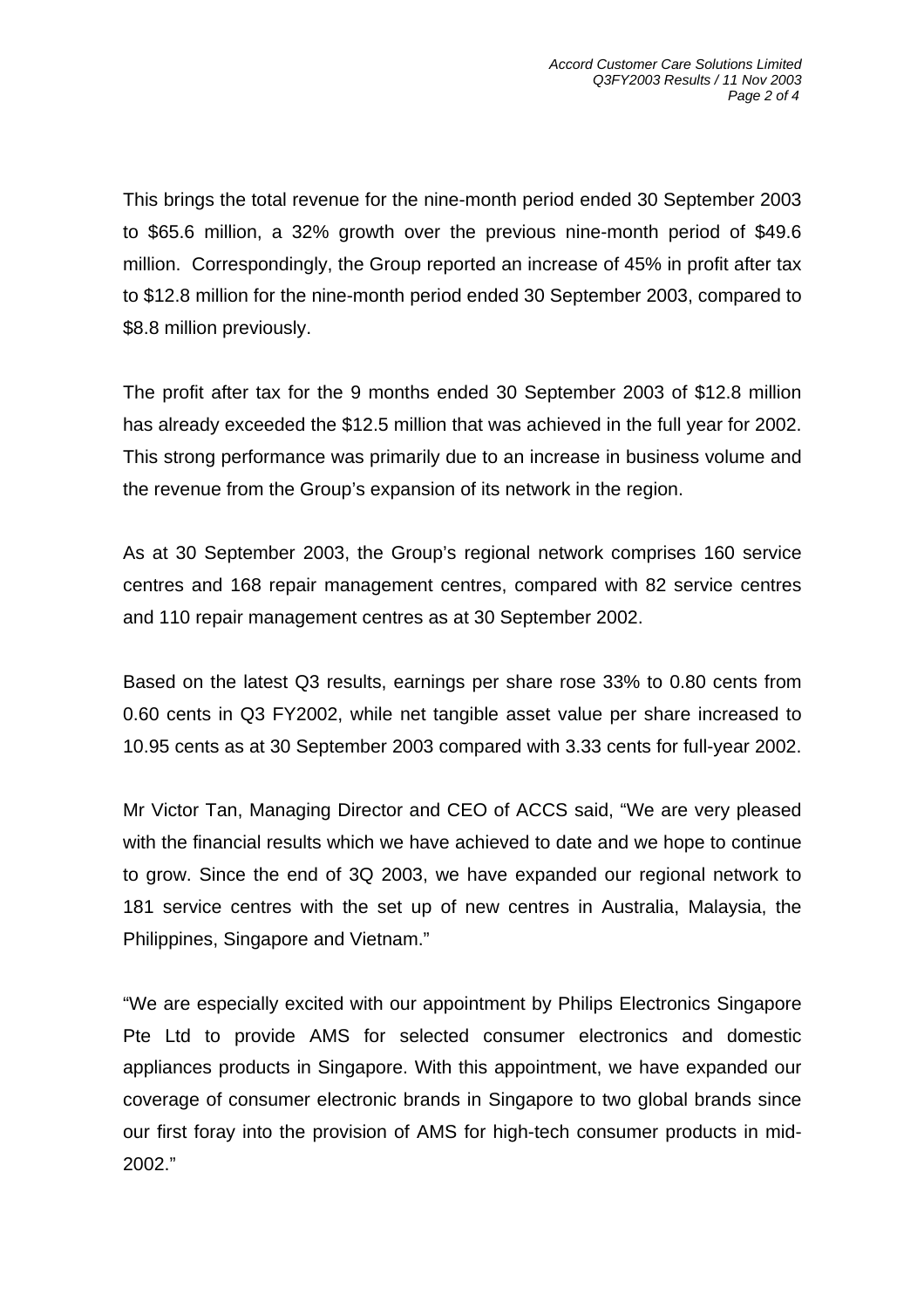This brings the total revenue for the nine-month period ended 30 September 2003 to $65.6 million, a 32% growth over the previous nine-month period of $49.6 million. Correspondingly, the Group reported an increase of 45% in profit after tax to $12.8 million for the nine-month period ended 30 September 2003, compared to $8.8 million previously.

The profit after tax for the 9 months ended 30 September 2003 of $12.8 million has already exceeded the $12.5 million that was achieved in the full year for 2002. This strong performance was primarily due to an increase in business volume and the revenue from the Group's expansion of its network in the region.

As at 30 September 2003, the Group's regional network comprises 160 service centres and 168 repair management centres, compared with 82 service centres and 110 repair management centres as at 30 September 2002.

Based on the latest Q3 results, earnings per share rose 33% to 0.80 cents from 0.60 cents in Q3 FY2002, while net tangible asset value per share increased to 10.95 cents as at 30 September 2003 compared with 3.33 cents for full-year 2002.

Mr Victor Tan, Managing Director and CEO of ACCS said, "We are very pleased with the financial results which we have achieved to date and we hope to continue to grow. Since the end of 3Q 2003, we have expanded our regional network to 181 service centres with the set up of new centres in Australia, Malaysia, the Philippines, Singapore and Vietnam."

"We are especially excited with our appointment by Philips Electronics Singapore Pte Ltd to provide AMS for selected consumer electronics and domestic appliances products in Singapore. With this appointment, we have expanded our coverage of consumer electronic brands in Singapore to two global brands since our first foray into the provision of AMS for high-tech consumer products in mid-2002."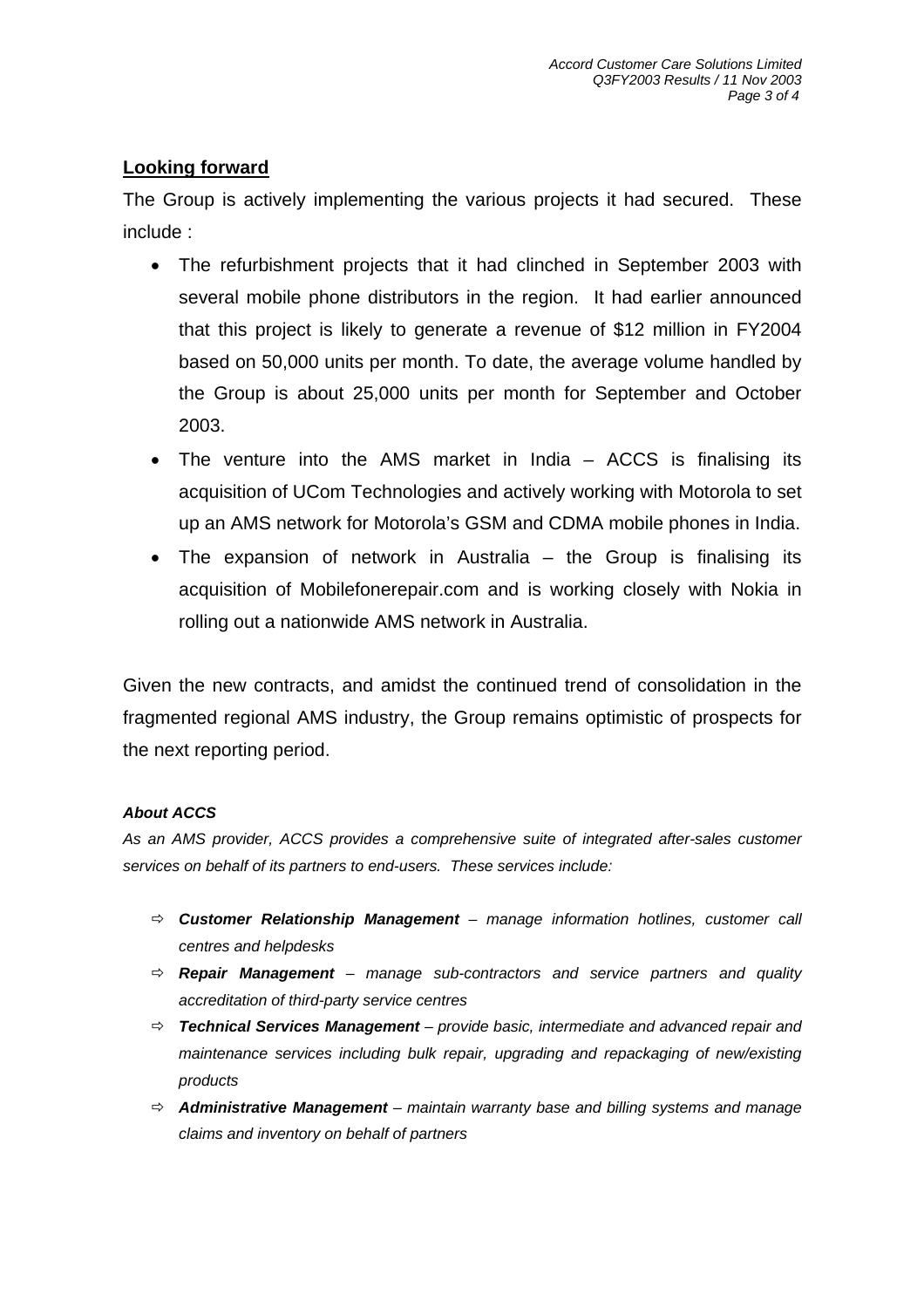## Looking forward

The Group is actively implementing the various projects it had secured. These include :

- The refurbishment projects that it had clinched in September 2003 with several mobile phone distributors in the region. It had earlier announced that this project is likely to generate a revenue of $12 million in FY2004 based on 50,000 units per month. To date, the average volume handled by the Group is about 25,000 units per month for September and October 2003.
- The venture into the AMS market in India – ACCS is finalising its acquisition of UCom Technologies and actively working with Motorola to set up an AMS network for Motorola's GSM and CDMA mobile phones in India.
- The expansion of network in Australia – the Group is finalising its acquisition of Mobilefonerepair.com and is working closely with Nokia in rolling out a nationwide AMS network in Australia.

Given the new contracts, and amidst the continued trend of consolidation in the fragmented regional AMS industry, the Group remains optimistic of prospects for the next reporting period.

***About ACCS***

*As an AMS provider, ACCS provides a comprehensive suite of integrated after-sales customer services on behalf of its partners to end-users. These services include:*

- ⇨ ***Customer Relationship Management*** *– manage information hotlines, customer call centres and helpdesks*
- ⇨ ***Repair Management*** *– manage sub-contractors and service partners and quality accreditation of third-party service centres*
- ⇨ ***Technical Services Management*** *– provide basic, intermediate and advanced repair and maintenance services including bulk repair, upgrading and repackaging of new/existing products*
- ⇨ ***Administrative Management*** *– maintain warranty base and billing systems and manage claims and inventory on behalf of partners*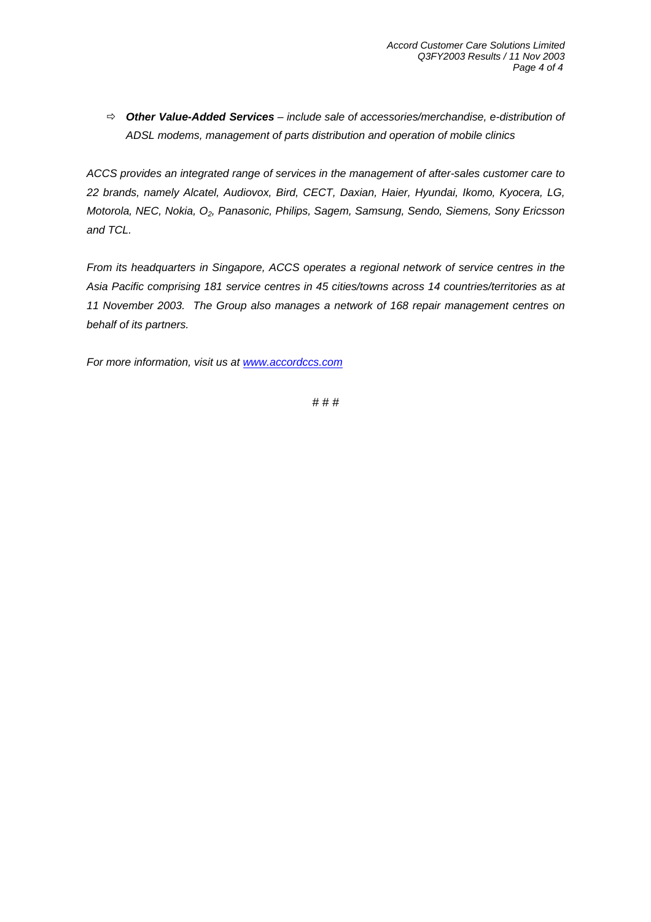- ***Other Value-Added Services*** *– include sale of accessories/merchandise, e-distribution of ADSL modems, management of parts distribution and operation of mobile clinics*

*ACCS provides an integrated range of services in the management of after-sales customer care to 22 brands, namely Alcatel, Audiovox, Bird, CECT, Daxian, Haier, Hyundai, Ikomo, Kyocera, LG, Motorola, NEC, Nokia, $O_2$, Panasonic, Philips, Sagem, Samsung, Sendo, Siemens, Sony Ericsson and TCL.*

*From its headquarters in Singapore, ACCS operates a regional network of service centres in the Asia Pacific comprising 181 service centres in 45 cities/towns across 14 countries/territories as at 11 November 2003. The Group also manages a network of 168 repair management centres on behalf of its partners.*

*For more information, visit us at [www.accordccs.com](http://www.accordccs.com)*

# # #